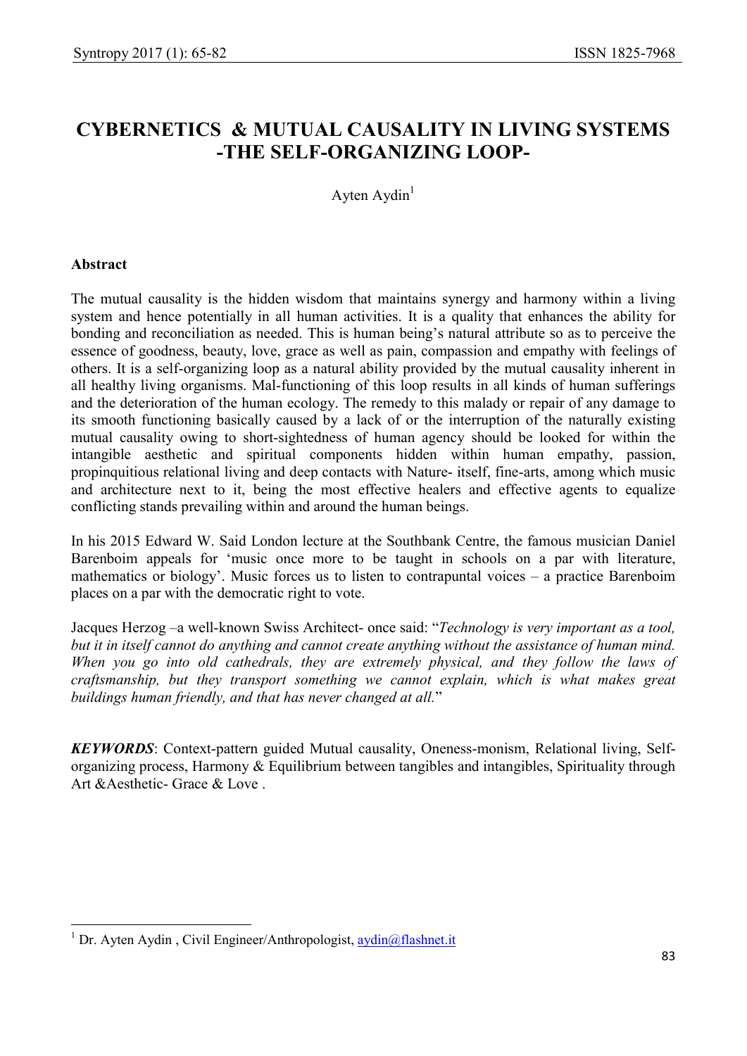# CYBERNETICS & MUTUAL CAUSALITY IN LIVING SYSTEMS -THE SELF-ORGANIZING LOOP-

Ayten Aydin[1]

### Abstract

The mutual causality is the hidden wisdom that maintains synergy and harmony within a living system and hence potentially in all human activities. It is a quality that enhances the ability for bonding and reconciliation as needed. This is human being's natural attribute so as to perceive the essence of goodness, beauty, love, grace as well as pain, compassion and empathy with feelings of others. It is a self-organizing loop as a natural ability provided by the mutual causality inherent in all healthy living organisms. Mal-functioning of this loop results in all kinds of human sufferings and the deterioration of the human ecology. The remedy to this malady or repair of any damage to its smooth functioning basically caused by a lack of or the interruption of the naturally existing mutual causality owing to short-sightedness of human agency should be looked for within the intangible aesthetic and spiritual components hidden within human empathy, passion, propinquitious relational living and deep contacts with Nature- itself, fine-arts, among which music and architecture next to it, being the most effective healers and effective agents to equalize conflicting stands prevailing within and around the human beings.

In his 2015 Edward W. Said London lecture at the Southbank Centre, the famous musician Daniel Barenboim appeals for 'music once more to be taught in schools on a par with literature, mathematics or biology'. Music forces us to listen to contrapuntal voices – a practice Barenboim places on a par with the democratic right to vote.

Jacques Herzog –a well-known Swiss Architect- once said: "*Technology is very important as a tool, but it in itself cannot do anything and cannot create anything without the assistance of human mind. When you go into old cathedrals, they are extremely physical, and they follow the laws of craftsmanship, but they transport something we cannot explain, which is what makes great buildings human friendly, and that has never changed at all.*"

***KEYWORDS***: Context-pattern guided Mutual causality, Oneness-monism, Relational living, Self-organizing process, Harmony & Equilibrium between tangibles and intangibles, Spirituality through Art &Aesthetic- Grace & Love .

---

[1] Dr. Ayten Aydin , Civil Engineer/Anthropologist, aydin@flashnet.it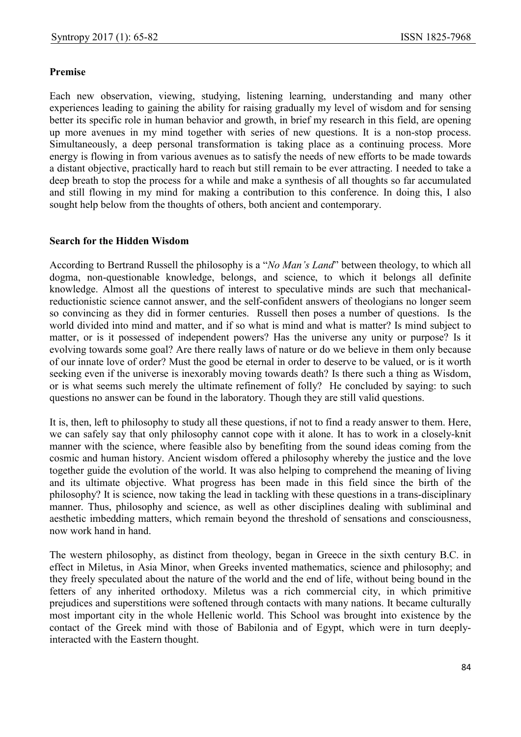**Premise**

Each new observation, viewing, studying, listening learning, understanding and many other experiences leading to gaining the ability for raising gradually my level of wisdom and for sensing better its specific role in human behavior and growth, in brief my research in this field, are opening up more avenues in my mind together with series of new questions. It is a non-stop process. Simultaneously, a deep personal transformation is taking place as a continuing process. More energy is flowing in from various avenues as to satisfy the needs of new efforts to be made towards a distant objective, practically hard to reach but still remain to be ever attracting. I needed to take a deep breath to stop the process for a while and make a synthesis of all thoughts so far accumulated and still flowing in my mind for making a contribution to this conference. In doing this, I also sought help below from the thoughts of others, both ancient and contemporary.

**Search for the Hidden Wisdom**

According to Bertrand Russell the philosophy is a "*No Man's Land*" between theology, to which all dogma, non-questionable knowledge, belongs, and science, to which it belongs all definite knowledge. Almost all the questions of interest to speculative minds are such that mechanical-reductionistic science cannot answer, and the self-confident answers of theologians no longer seem so convincing as they did in former centuries. Russell then poses a number of questions. Is the world divided into mind and matter, and if so what is mind and what is matter? Is mind subject to matter, or is it possessed of independent powers? Has the universe any unity or purpose? Is it evolving towards some goal? Are there really laws of nature or do we believe in them only because of our innate love of order? Must the good be eternal in order to deserve to be valued, or is it worth seeking even if the universe is inexorably moving towards death? Is there such a thing as Wisdom, or is what seems such merely the ultimate refinement of folly? He concluded by saying: to such questions no answer can be found in the laboratory. Though they are still valid questions.

It is, then, left to philosophy to study all these questions, if not to find a ready answer to them. Here, we can safely say that only philosophy cannot cope with it alone. It has to work in a closely-knit manner with the science, where feasible also by benefiting from the sound ideas coming from the cosmic and human history. Ancient wisdom offered a philosophy whereby the justice and the love together guide the evolution of the world. It was also helping to comprehend the meaning of living and its ultimate objective. What progress has been made in this field since the birth of the philosophy? It is science, now taking the lead in tackling with these questions in a trans-disciplinary manner. Thus, philosophy and science, as well as other disciplines dealing with subliminal and aesthetic imbedding matters, which remain beyond the threshold of sensations and consciousness, now work hand in hand.

The western philosophy, as distinct from theology, began in Greece in the sixth century B.C. in effect in Miletus, in Asia Minor, when Greeks invented mathematics, science and philosophy; and they freely speculated about the nature of the world and the end of life, without being bound in the fetters of any inherited orthodoxy. Miletus was a rich commercial city, in which primitive prejudices and superstitions were softened through contacts with many nations. It became culturally most important city in the whole Hellenic world. This School was brought into existence by the contact of the Greek mind with those of Babilonia and of Egypt, which were in turn deeply-interacted with the Eastern thought.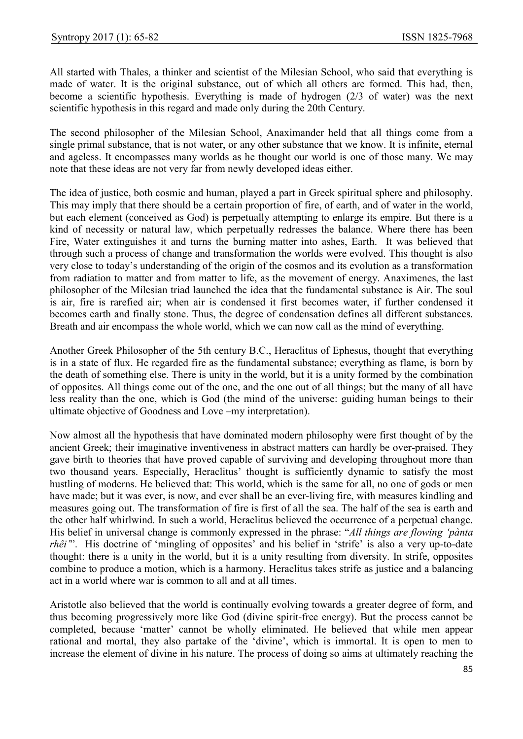All started with Thales, a thinker and scientist of the Milesian School, who said that everything is made of water. It is the original substance, out of which all others are formed. This had, then, become a scientific hypothesis. Everything is made of hydrogen (2/3 of water) was the next scientific hypothesis in this regard and made only during the 20th Century.

The second philosopher of the Milesian School, Anaximander held that all things come from a single primal substance, that is not water, or any other substance that we know. It is infinite, eternal and ageless. It encompasses many worlds as he thought our world is one of those many. We may note that these ideas are not very far from newly developed ideas either.

The idea of justice, both cosmic and human, played a part in Greek spiritual sphere and philosophy. This may imply that there should be a certain proportion of fire, of earth, and of water in the world, but each element (conceived as God) is perpetually attempting to enlarge its empire. But there is a kind of necessity or natural law, which perpetually redresses the balance. Where there has been Fire, Water extinguishes it and turns the burning matter into ashes, Earth. It was believed that through such a process of change and transformation the worlds were evolved. This thought is also very close to today's understanding of the origin of the cosmos and its evolution as a transformation from radiation to matter and from matter to life, as the movement of energy. Anaximenes, the last philosopher of the Milesian triad launched the idea that the fundamental substance is Air. The soul is air, fire is rarefied air; when air is condensed it first becomes water, if further condensed it becomes earth and finally stone. Thus, the degree of condensation defines all different substances. Breath and air encompass the whole world, which we can now call as the mind of everything.

Another Greek Philosopher of the 5th century B.C., Heraclitus of Ephesus, thought that everything is in a state of flux. He regarded fire as the fundamental substance; everything as flame, is born by the death of something else. There is unity in the world, but it is a unity formed by the combination of opposites. All things come out of the one, and the one out of all things; but the many of all have less reality than the one, which is God (the mind of the universe: guiding human beings to their ultimate objective of Goodness and Love –my interpretation).

Now almost all the hypothesis that have dominated modern philosophy were first thought of by the ancient Greek; their imaginative inventiveness in abstract matters can hardly be over-praised. They gave birth to theories that have proved capable of surviving and developing throughout more than two thousand years. Especially, Heraclitus' thought is sufficiently dynamic to satisfy the most hustling of moderns. He believed that: This world, which is the same for all, no one of gods or men have made; but it was ever, is now, and ever shall be an ever-living fire, with measures kindling and measures going out. The transformation of fire is first of all the sea. The half of the sea is earth and the other half whirlwind. In such a world, Heraclitus believed the occurrence of a perpetual change. His belief in universal change is commonly expressed in the phrase: "*All things are flowing 'pànta rhêi'*". His doctrine of 'mingling of opposites' and his belief in 'strife' is also a very up-to-date thought: there is a unity in the world, but it is a unity resulting from diversity. In strife, opposites combine to produce a motion, which is a harmony. Heraclitus takes strife as justice and a balancing act in a world where war is common to all and at all times.

Aristotle also believed that the world is continually evolving towards a greater degree of form, and thus becoming progressively more like God (divine spirit-free energy). But the process cannot be completed, because 'matter' cannot be wholly eliminated. He believed that while men appear rational and mortal, they also partake of the 'divine', which is immortal. It is open to men to increase the element of divine in his nature. The process of doing so aims at ultimately reaching the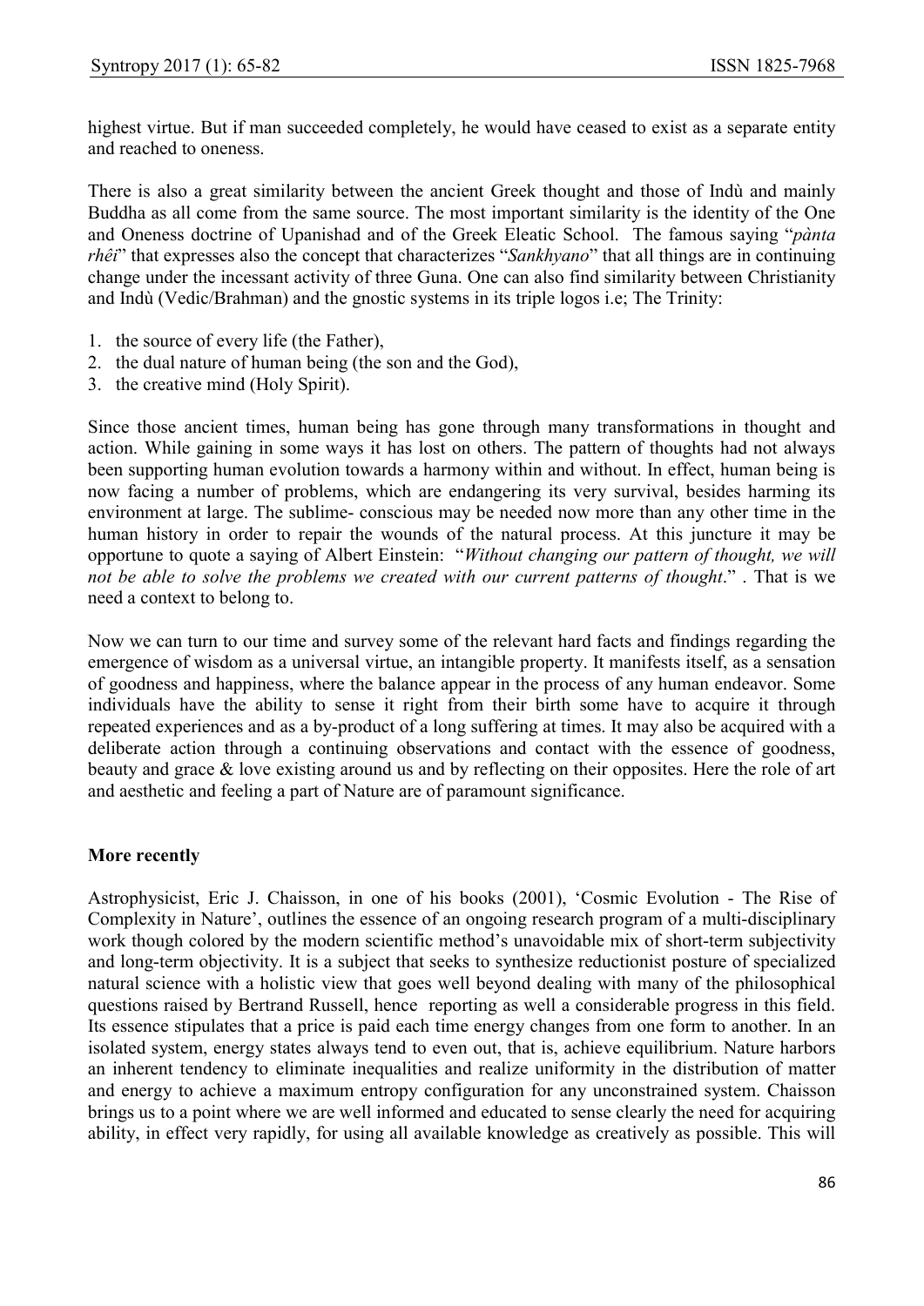highest virtue. But if man succeeded completely, he would have ceased to exist as a separate entity and reached to oneness.

There is also a great similarity between the ancient Greek thought and those of Indù and mainly Buddha as all come from the same source. The most important similarity is the identity of the One and Oneness doctrine of Upanishad and of the Greek Eleatic School. The famous saying "*pànta rhêi*" that expresses also the concept that characterizes "*Sankhyano*" that all things are in continuing change under the incessant activity of three Guna. One can also find similarity between Christianity and Indù (Vedic/Brahman) and the gnostic systems in its triple logos i.e; The Trinity:

1. the source of every life (the Father),
2. the dual nature of human being (the son and the God),
3. the creative mind (Holy Spirit).

Since those ancient times, human being has gone through many transformations in thought and action. While gaining in some ways it has lost on others. The pattern of thoughts had not always been supporting human evolution towards a harmony within and without. In effect, human being is now facing a number of problems, which are endangering its very survival, besides harming its environment at large. The sublime- conscious may be needed now more than any other time in the human history in order to repair the wounds of the natural process. At this juncture it may be opportune to quote a saying of Albert Einstein: "*Without changing our pattern of thought, we will not be able to solve the problems we created with our current patterns of thought*." . That is we need a context to belong to.

Now we can turn to our time and survey some of the relevant hard facts and findings regarding the emergence of wisdom as a universal virtue, an intangible property. It manifests itself, as a sensation of goodness and happiness, where the balance appear in the process of any human endeavor. Some individuals have the ability to sense it right from their birth some have to acquire it through repeated experiences and as a by-product of a long suffering at times. It may also be acquired with a deliberate action through a continuing observations and contact with the essence of goodness, beauty and grace & love existing around us and by reflecting on their opposites. Here the role of art and aesthetic and feeling a part of Nature are of paramount significance.

**More recently**

Astrophysicist, Eric J. Chaisson, in one of his books (2001), 'Cosmic Evolution - The Rise of Complexity in Nature', outlines the essence of an ongoing research program of a multi-disciplinary work though colored by the modern scientific method's unavoidable mix of short-term subjectivity and long-term objectivity. It is a subject that seeks to synthesize reductionist posture of specialized natural science with a holistic view that goes well beyond dealing with many of the philosophical questions raised by Bertrand Russell, hence reporting as well a considerable progress in this field. Its essence stipulates that a price is paid each time energy changes from one form to another. In an isolated system, energy states always tend to even out, that is, achieve equilibrium. Nature harbors an inherent tendency to eliminate inequalities and realize uniformity in the distribution of matter and energy to achieve a maximum entropy configuration for any unconstrained system. Chaisson brings us to a point where we are well informed and educated to sense clearly the need for acquiring ability, in effect very rapidly, for using all available knowledge as creatively as possible. This will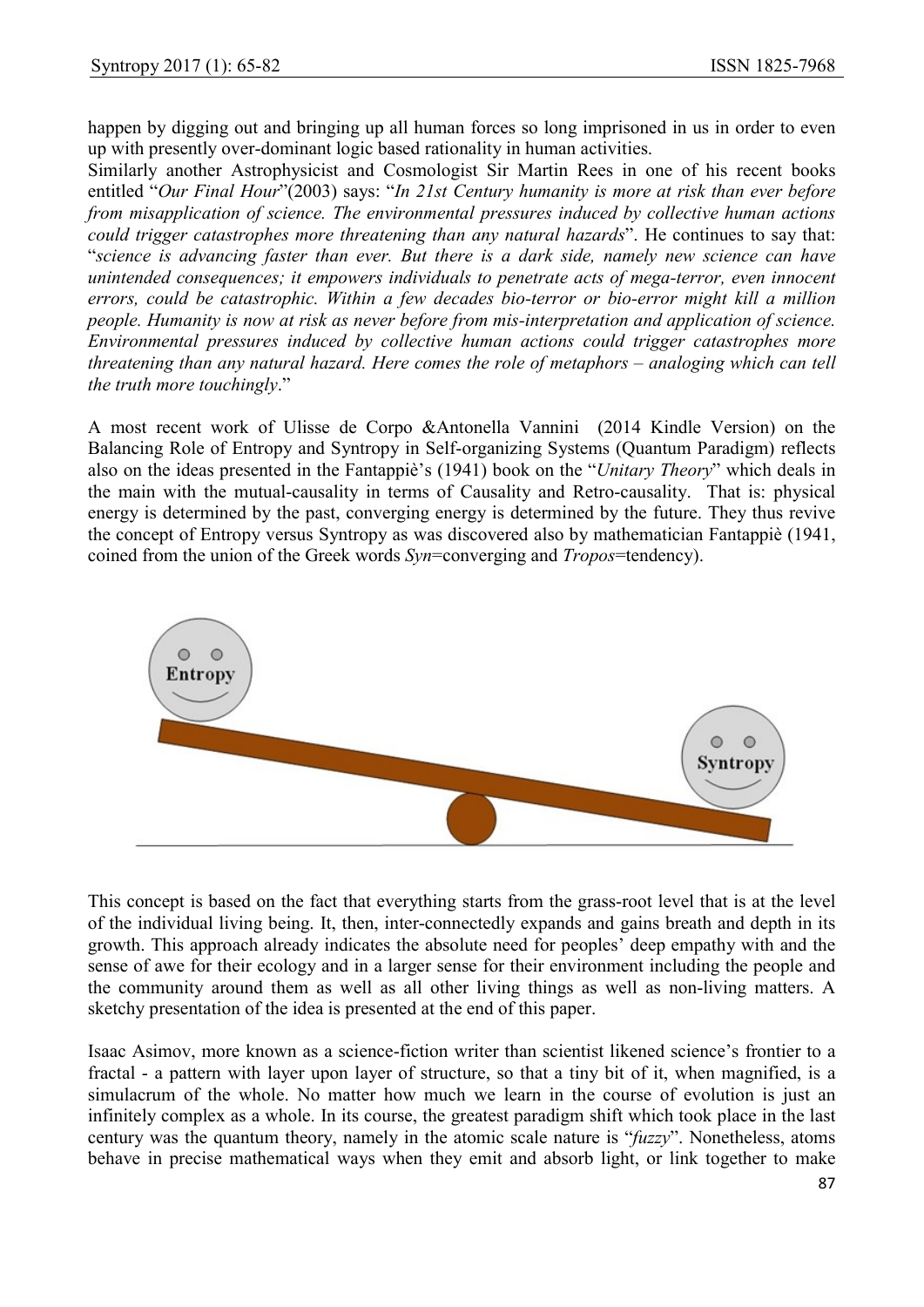happen by digging out and bringing up all human forces so long imprisoned in us in order to even up with presently over-dominant logic based rationality in human activities.
Similarly another Astrophysicist and Cosmologist Sir Martin Rees in one of his recent books entitled "*Our Final Hour*"(2003) says: "*In 21st Century humanity is more at risk than ever before from misapplication of science. The environmental pressures induced by collective human actions could trigger catastrophes more threatening than any natural hazards*". He continues to say that: "*science is advancing faster than ever. But there is a dark side, namely new science can have unintended consequences; it empowers individuals to penetrate acts of mega-terror, even innocent errors, could be catastrophic. Within a few decades bio-terror or bio-error might kill a million people. Humanity is now at risk as never before from mis-interpretation and application of science. Environmental pressures induced by collective human actions could trigger catastrophes more threatening than any natural hazard. Here comes the role of metaphors – analoging which can tell the truth more touchingly*."

A most recent work of Ulisse de Corpo &Antonella Vannini (2014 Kindle Version) on the Balancing Role of Entropy and Syntropy in Self-organizing Systems (Quantum Paradigm) reflects also on the ideas presented in the Fantappiè's (1941) book on the "*Unitary Theory*" which deals in the main with the mutual-causality in terms of Causality and Retro-causality. That is: physical energy is determined by the past, converging energy is determined by the future. They thus revive the concept of Entropy versus Syntropy as was discovered also by mathematician Fantappiè (1941, coined from the union of the Greek words *Syn*=converging and *Tropos*=tendency).

This concept is based on the fact that everything starts from the grass-root level that is at the level of the individual living being. It, then, inter-connectedly expands and gains breath and depth in its growth. This approach already indicates the absolute need for peoples' deep empathy with and the sense of awe for their ecology and in a larger sense for their environment including the people and the community around them as well as all other living things as well as non-living matters. A sketchy presentation of the idea is presented at the end of this paper.

Isaac Asimov, more known as a science-fiction writer than scientist likened science's frontier to a fractal - a pattern with layer upon layer of structure, so that a tiny bit of it, when magnified, is a simulacrum of the whole. No matter how much we learn in the course of evolution is just an infinitely complex as a whole. In its course, the greatest paradigm shift which took place in the last century was the quantum theory, namely in the atomic scale nature is "*fuzzy*". Nonetheless, atoms behave in precise mathematical ways when they emit and absorb light, or link together to make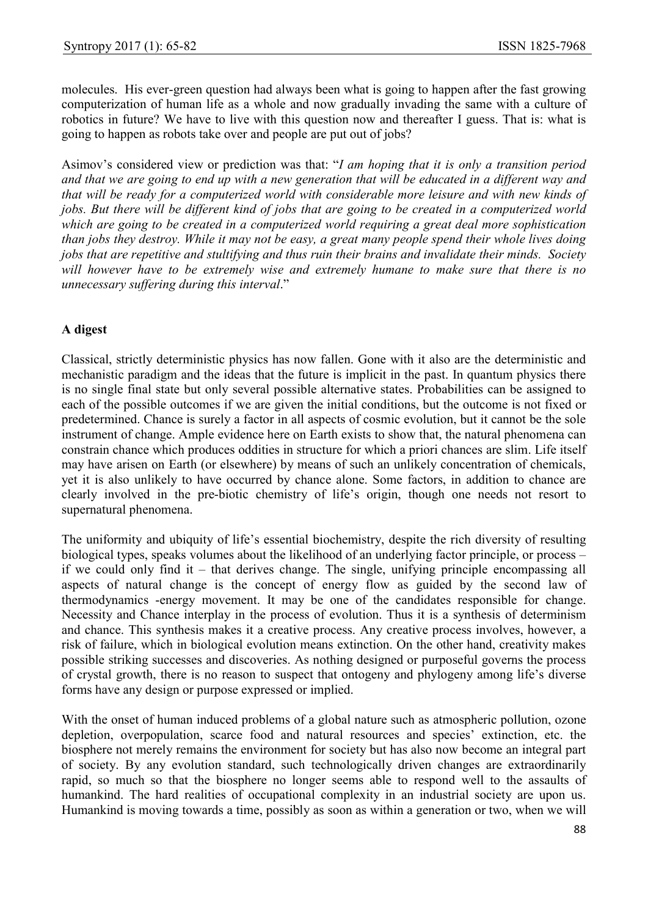molecules. His ever-green question had always been what is going to happen after the fast growing computerization of human life as a whole and now gradually invading the same with a culture of robotics in future? We have to live with this question now and thereafter I guess. That is: what is going to happen as robots take over and people are put out of jobs?

Asimov's considered view or prediction was that: "*I am hoping that it is only a transition period and that we are going to end up with a new generation that will be educated in a different way and that will be ready for a computerized world with considerable more leisure and with new kinds of jobs. But there will be different kind of jobs that are going to be created in a computerized world which are going to be created in a computerized world requiring a great deal more sophistication than jobs they destroy. While it may not be easy, a great many people spend their whole lives doing jobs that are repetitive and stultifying and thus ruin their brains and invalidate their minds. Society will however have to be extremely wise and extremely humane to make sure that there is no unnecessary suffering during this interval*."

**A digest**

Classical, strictly deterministic physics has now fallen. Gone with it also are the deterministic and mechanistic paradigm and the ideas that the future is implicit in the past. In quantum physics there is no single final state but only several possible alternative states. Probabilities can be assigned to each of the possible outcomes if we are given the initial conditions, but the outcome is not fixed or predetermined. Chance is surely a factor in all aspects of cosmic evolution, but it cannot be the sole instrument of change. Ample evidence here on Earth exists to show that, the natural phenomena can constrain chance which produces oddities in structure for which a priori chances are slim. Life itself may have arisen on Earth (or elsewhere) by means of such an unlikely concentration of chemicals, yet it is also unlikely to have occurred by chance alone. Some factors, in addition to chance are clearly involved in the pre-biotic chemistry of life's origin, though one needs not resort to supernatural phenomena.

The uniformity and ubiquity of life's essential biochemistry, despite the rich diversity of resulting biological types, speaks volumes about the likelihood of an underlying factor principle, or process – if we could only find it – that derives change. The single, unifying principle encompassing all aspects of natural change is the concept of energy flow as guided by the second law of thermodynamics -energy movement. It may be one of the candidates responsible for change. Necessity and Chance interplay in the process of evolution. Thus it is a synthesis of determinism and chance. This synthesis makes it a creative process. Any creative process involves, however, a risk of failure, which in biological evolution means extinction. On the other hand, creativity makes possible striking successes and discoveries. As nothing designed or purposeful governs the process of crystal growth, there is no reason to suspect that ontogeny and phylogeny among life's diverse forms have any design or purpose expressed or implied.

With the onset of human induced problems of a global nature such as atmospheric pollution, ozone depletion, overpopulation, scarce food and natural resources and species' extinction, etc. the biosphere not merely remains the environment for society but has also now become an integral part of society. By any evolution standard, such technologically driven changes are extraordinarily rapid, so much so that the biosphere no longer seems able to respond well to the assaults of humankind. The hard realities of occupational complexity in an industrial society are upon us. Humankind is moving towards a time, possibly as soon as within a generation or two, when we will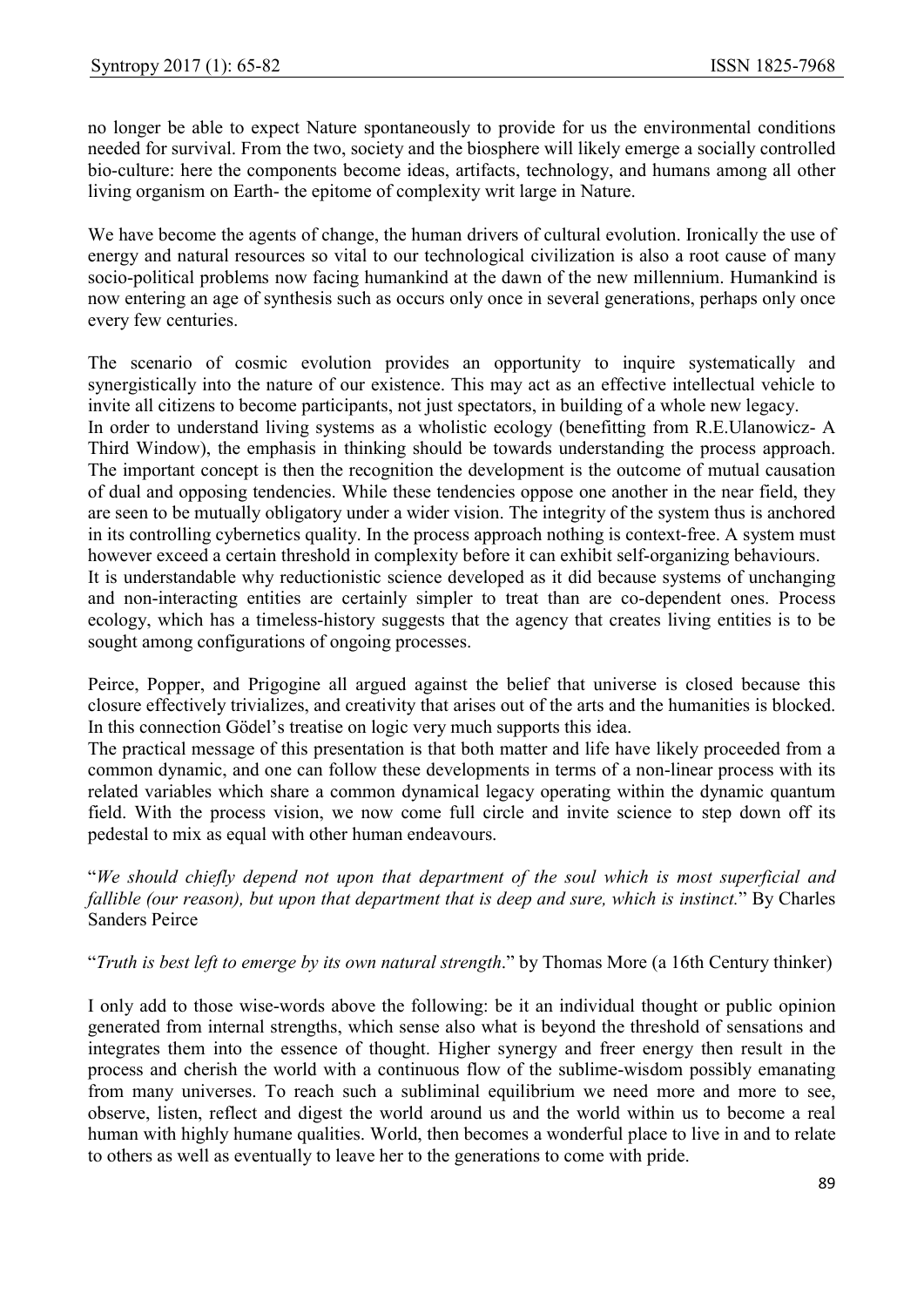no longer be able to expect Nature spontaneously to provide for us the environmental conditions needed for survival. From the two, society and the biosphere will likely emerge a socially controlled bio-culture: here the components become ideas, artifacts, technology, and humans among all other living organism on Earth- the epitome of complexity writ large in Nature.

We have become the agents of change, the human drivers of cultural evolution. Ironically the use of energy and natural resources so vital to our technological civilization is also a root cause of many socio-political problems now facing humankind at the dawn of the new millennium. Humankind is now entering an age of synthesis such as occurs only once in several generations, perhaps only once every few centuries.

The scenario of cosmic evolution provides an opportunity to inquire systematically and synergistically into the nature of our existence. This may act as an effective intellectual vehicle to invite all citizens to become participants, not just spectators, in building of a whole new legacy.
In order to understand living systems as a wholistic ecology (benefitting from R.E.Ulanowicz- A Third Window), the emphasis in thinking should be towards understanding the process approach. The important concept is then the recognition the development is the outcome of mutual causation of dual and opposing tendencies. While these tendencies oppose one another in the near field, they are seen to be mutually obligatory under a wider vision. The integrity of the system thus is anchored in its controlling cybernetics quality. In the process approach nothing is context-free. A system must however exceed a certain threshold in complexity before it can exhibit self-organizing behaviours.
It is understandable why reductionistic science developed as it did because systems of unchanging and non-interacting entities are certainly simpler to treat than are co-dependent ones. Process ecology, which has a timeless-history suggests that the agency that creates living entities is to be sought among configurations of ongoing processes.

Peirce, Popper, and Prigogine all argued against the belief that universe is closed because this closure effectively trivializes, and creativity that arises out of the arts and the humanities is blocked. In this connection Gödel's treatise on logic very much supports this idea.
The practical message of this presentation is that both matter and life have likely proceeded from a common dynamic, and one can follow these developments in terms of a non-linear process with its related variables which share a common dynamical legacy operating within the dynamic quantum field. With the process vision, we now come full circle and invite science to step down off its pedestal to mix as equal with other human endeavours.

"*We should chiefly depend not upon that department of the soul which is most superficial and fallible (our reason), but upon that department that is deep and sure, which is instinct.*" By Charles Sanders Peirce

"*Truth is best left to emerge by its own natural strength*." by Thomas More (a 16th Century thinker)

I only add to those wise-words above the following: be it an individual thought or public opinion generated from internal strengths, which sense also what is beyond the threshold of sensations and integrates them into the essence of thought. Higher synergy and freer energy then result in the process and cherish the world with a continuous flow of the sublime-wisdom possibly emanating from many universes. To reach such a subliminal equilibrium we need more and more to see, observe, listen, reflect and digest the world around us and the world within us to become a real human with highly humane qualities. World, then becomes a wonderful place to live in and to relate to others as well as eventually to leave her to the generations to come with pride.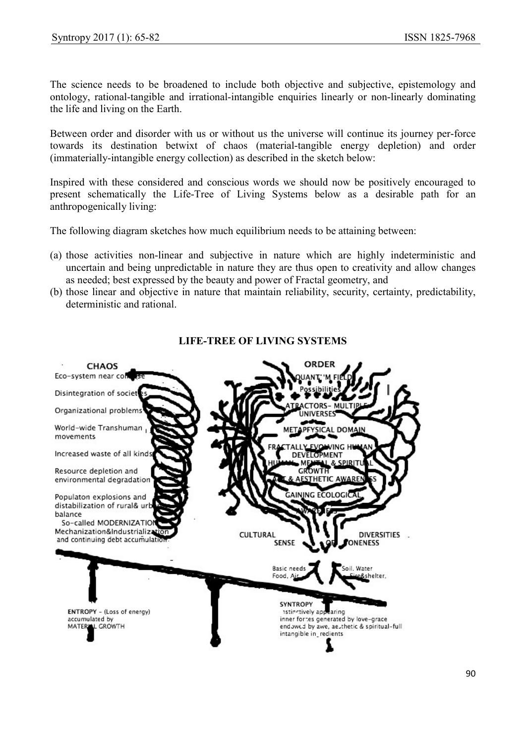The science needs to be broadened to include both objective and subjective, epistemology and ontology, rational-tangible and irrational-intangible enquiries linearly or non-linearly dominating the life and living on the Earth.

Between order and disorder with us or without us the universe will continue its journey per-force towards its destination betwixt of chaos (material-tangible energy depletion) and order (immaterially-intangible energy collection) as described in the sketch below:

Inspired with these considered and conscious words we should now be positively encouraged to present schematically the Life-Tree of Living Systems below as a desirable path for an anthropogenically living:

The following diagram sketches how much equilibrium needs to be attaining between:

(a) those activities non-linear and subjective in nature which are highly indeterministic and uncertain and being unpredictable in nature they are thus open to creativity and allow changes as needed; best expressed by the beauty and power of Fractal geometry, and
(b) those linear and objective in nature that maintain reliability, security, certainty, predictability, deterministic and rational.

**LIFE-TREE OF LIVING SYSTEMS**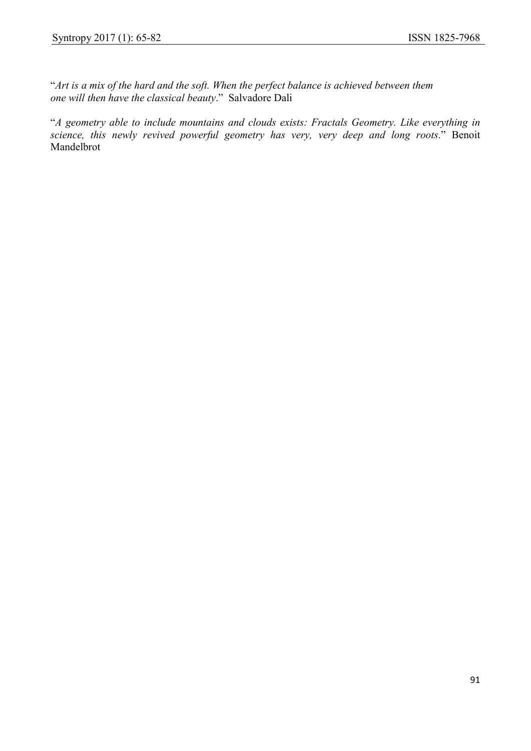"*Art is a mix of the hard and the soft. When the perfect balance is achieved between them one will then have the classical beauty*." Salvadore Dali

"*A geometry able to include mountains and clouds exists: Fractals Geometry. Like everything in science, this newly revived powerful geometry has very, very deep and long roots*." Benoit Mandelbrot